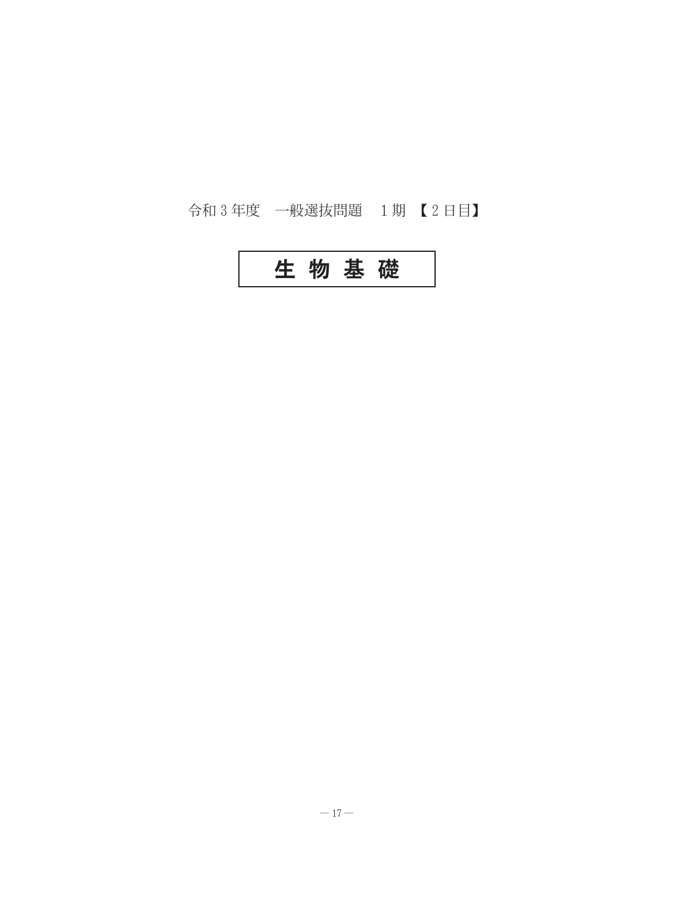令和３年度　一般選抜問題　１期 【２日目】

# 生 物 基 礎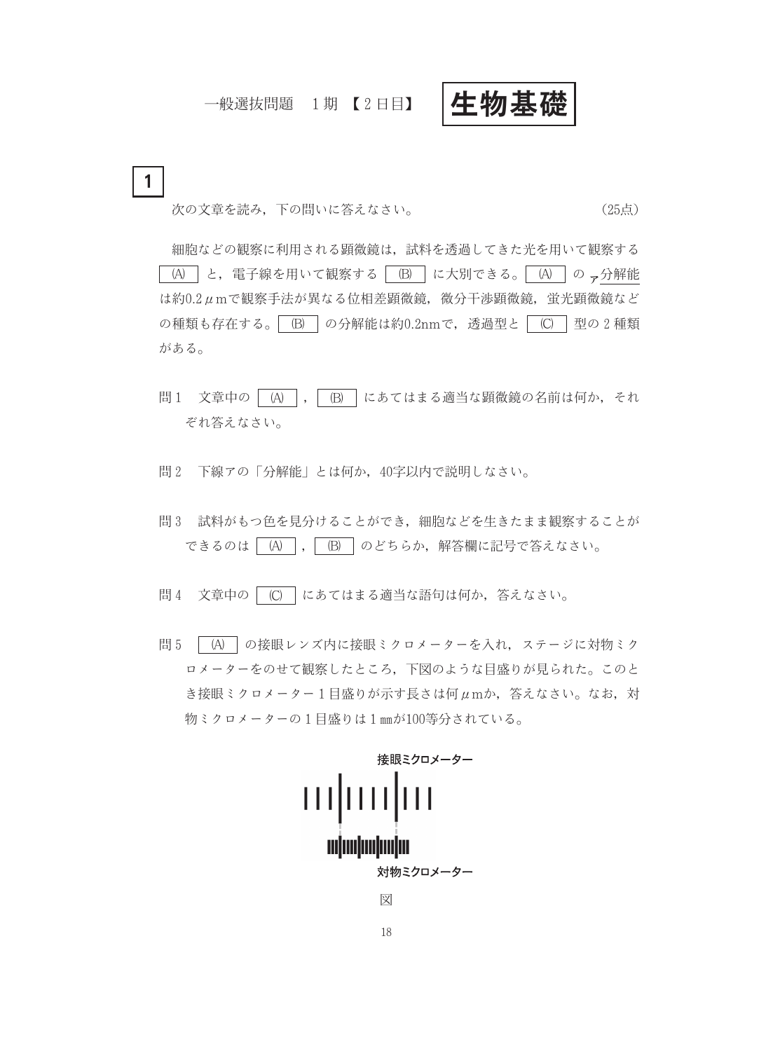# 一般選抜問題　1期　【2日目】　生物基礎

## 1

次の文章を読み，下の問いに答えなさい。　　　　　　　　　　　　　　（25点）

細胞などの観察に利用される顕微鏡は，試料を透過してきた光を用いて観察する [(A)] と，電子線を用いて観察する [(B)] に大別できる。[(A)] の ア分解能は約0.2 $\mu$mで観察手法が異なる位相差顕微鏡，微分干渉顕微鏡，蛍光顕微鏡などの種類も存在する。[(B)] の分解能は約0.2nmで，透過型と [(C)] 型の2種類がある。

問1　文章中の [(A)]，[(B)] にあてはまる適当な顕微鏡の名前は何か，それぞれ答えなさい。

問2　下線アの「分解能」とは何か，40字以内で説明しなさい。

問3　試料がもつ色を見分けることができ，細胞などを生きたまま観察することができるのは [(A)]，[(B)] のどちらか，解答欄に記号で答えなさい。

問4　文章中の [(C)] にあてはまる適当な語句は何か，答えなさい。

問5　[(A)] の接眼レンズ内に接眼ミクロメーターを入れ，ステージに対物ミクロメーターをのせて観察したところ，下図のような目盛りが見られた。このとき接眼ミクロメーター1目盛りが示す長さは何 $\mu$mか，答えなさい。なお，対物ミクロメーターの1目盛りは1㎜が100等分されている。

接眼ミクロメーター

対物ミクロメーター

図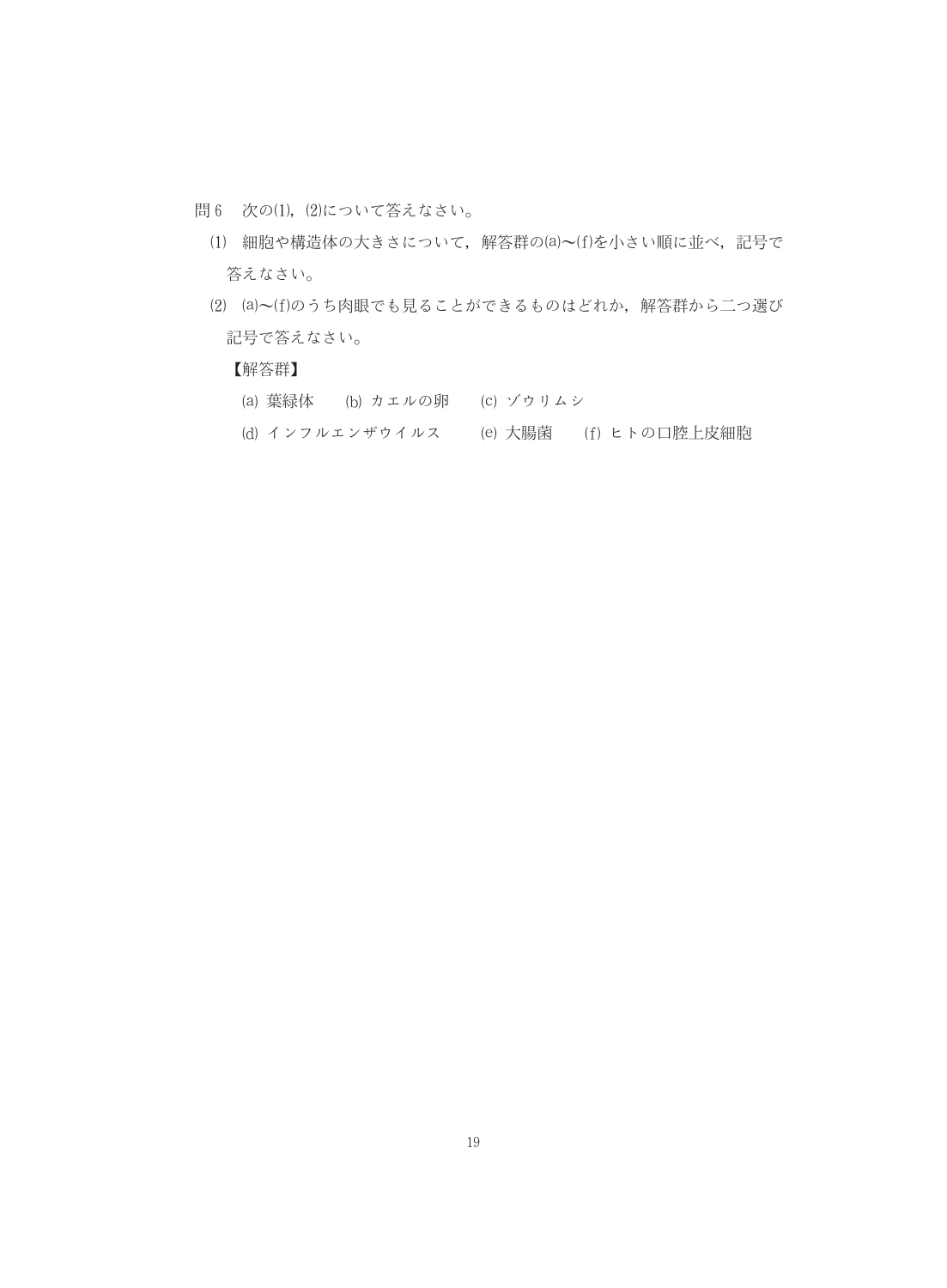問 6　次の(1), (2)について答えなさい。

(1)　細胞や構造体の大きさについて，解答群の(a)～(f)を小さい順に並べ，記号で答えなさい。

(2)　(a)～(f)のうち肉眼でも見ることができるものはどれか，解答群から二つ選び記号で答えなさい。

【解答群】

(a) 葉緑体　　(b) カエルの卵　　(c) ゾウリムシ

(d) インフルエンザウイルス　　(e) 大腸菌　　(f) ヒトの口腔上皮細胞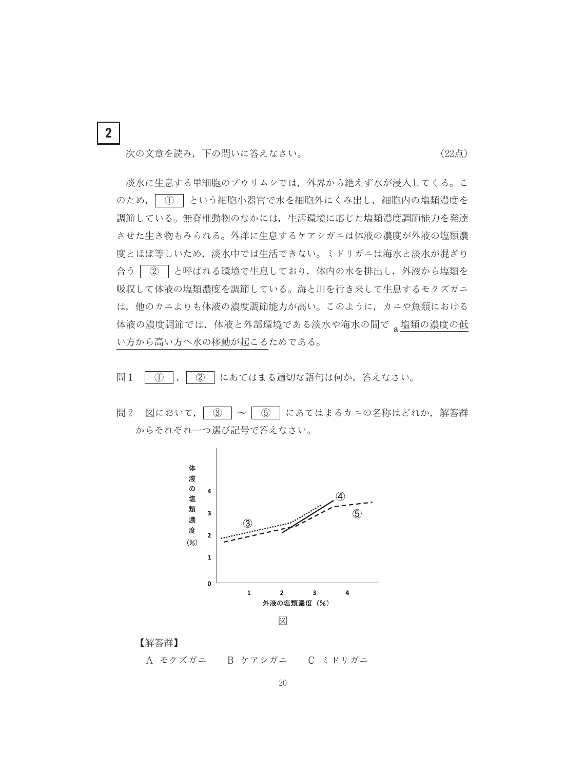## 2

次の文章を読み，下の問いに答えなさい。　　　　　　　　　　　　　　　（22点）

淡水に生息する単細胞のゾウリムシでは，外界から絶えず水が浸入してくる。このため，［ ① ］という細胞小器官で水を細胞外にくみ出し，細胞内の塩類濃度を調節している。無脊椎動物のなかには，生活環境に応じた塩類濃度調節能力を発達させた生き物もみられる。外洋に生息するケアシガニは体液の濃度が外液の塩類濃度とほぼ等しいため，淡水中では生活できない。ミドリガニは海水と淡水が混ざり合う［ ② ］と呼ばれる環境で生息しており，体内の水を排出し，外液から塩類を吸収して体液の塩類濃度を調節している。海と川を行き来して生息するモクズガニは，他のカニよりも体液の濃度調節能力が高い。このように，カニや魚類における体液の濃度調節では，体液と外部環境である淡水や海水の間で a <u>塩類の濃度の低い方から高い方へ水の移動が起こる</u>ためである。

問１　［ ① ］，［ ② ］にあてはまる適切な語句は何か，答えなさい。

問２　図において，［ ③ ］～［ ⑤ ］にあてはまるカニの名称はどれか，解答群からそれぞれ一つ選び記号で答えなさい。

図

【解答群】

A　モクズガニ　　B　ケアシガニ　　C　ミドリガニ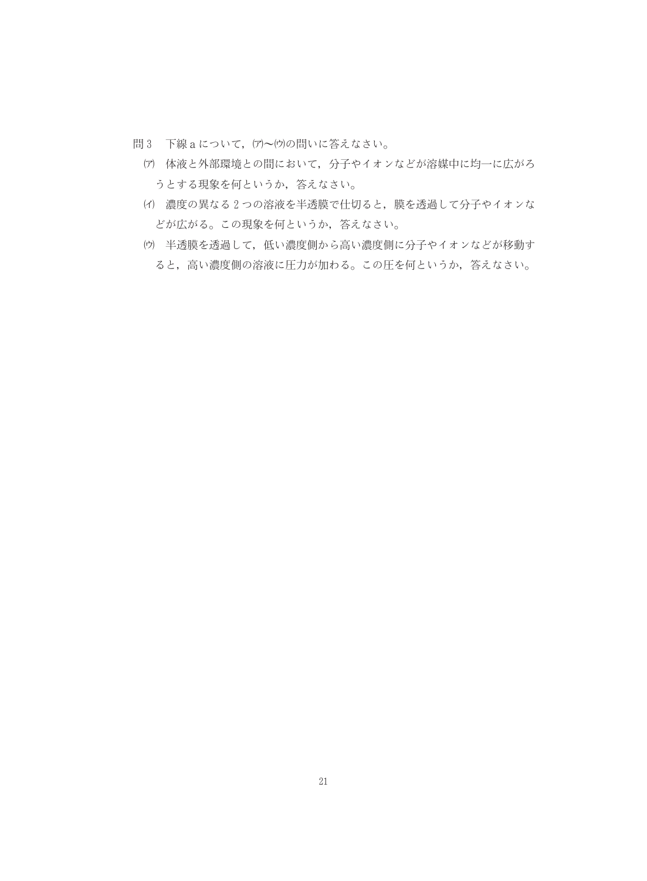問３　下線ａについて，㈠〜㈢の問いに答えなさい。

㈠　体液と外部環境との間において，分子やイオンなどが溶媒中に均一に広がろうとする現象を何というか，答えなさい。

㈡　濃度の異なる２つの溶液を半透膜で仕切ると，膜を透過して分子やイオンなどが広がる。この現象を何というか，答えなさい。

㈢　半透膜を透過して，低い濃度側から高い濃度側に分子やイオンなどが移動すると，高い濃度側の溶液に圧力が加わる。この圧を何というか，答えなさい。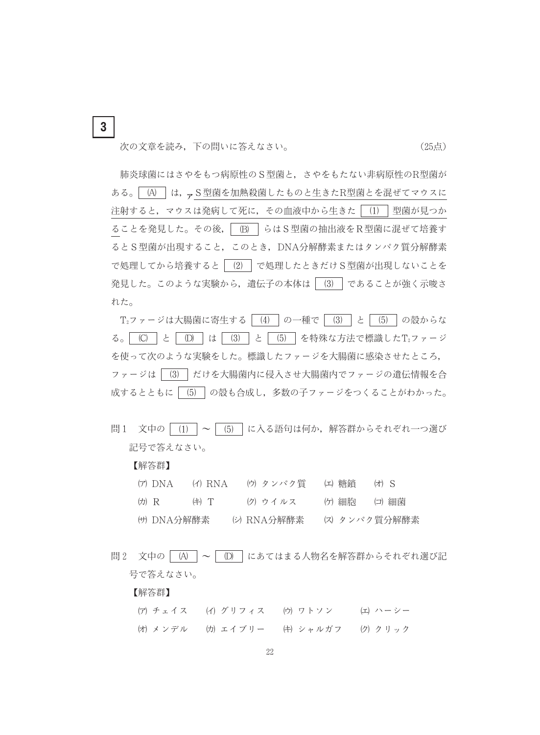**3**

次の文章を読み，下の問いに答えなさい。（25点）

肺炎球菌にはさやをもつ病原性のＳ型菌と，さやをもたない非病原性のR型菌がある。 (A) は，ア<u>Ｓ型菌を加熱殺菌したものと生きたR型菌とを混ぜてマウスに注射すると，マウスは発病して死に，その血液中から生きた (1) 型菌が見つかる</u>ことを発見した。その後， (B) らはＳ型菌の抽出液をＲ型菌に混ぜて培養するとＳ型菌が出現すること，このとき，DNA分解酵素またはタンパク質分解酵素で処理してから培養すると (2) で処理したときだけＳ型菌が出現しないことを発見した。このような実験から，遺伝子の本体は (3) であることが強く示唆された。

$T_2$ファージは大腸菌に寄生する (4) の一種で (3) と (5) の殻からなる。 (C) と (D) は (3) と (5) を特殊な方法で標識した$T_2$ファージを使って次のような実験をした。標識したファージを大腸菌に感染させたところ，ファージは (3) だけを大腸菌内に侵入させ大腸菌内でファージの遺伝情報を合成するとともに (5) の殻も合成し，多数の子ファージをつくることがわかった。

問１　文中の (1) ～ (5) に入る語句は何か，解答群からそれぞれ一つ選び記号で答えなさい。

【解答群】

(ア) DNA　(イ) RNA　(ウ) タンパク質　(エ) 糖鎖　(オ) S
(カ) R　(キ) T　(ク) ウイルス　(ケ) 細胞　(コ) 細菌
(サ) DNA分解酵素　(シ) RNA分解酵素　(ス) タンパク質分解酵素

問２　文中の (A) ～ (D) にあてはまる人物名を解答群からそれぞれ選び記号で答えなさい。

【解答群】

(ア) チェイス　(イ) グリフィス　(ウ) ワトソン　(エ) ハーシー
(オ) メンデル　(カ) エイブリー　(キ) シャルガフ　(ク) クリック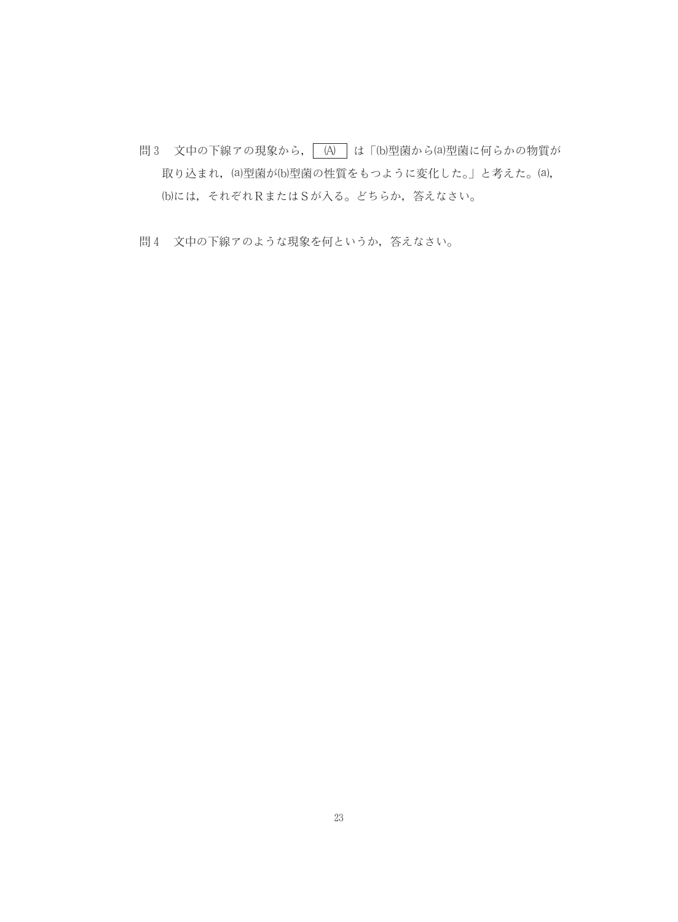問３　文中の下線アの現象から，(A) は「(b)型菌から(a)型菌に何らかの物質が取り込まれ，(a)型菌が(b)型菌の性質をもつように変化した。」と考えた。(a)，(b)には，それぞれＲまたはＳが入る。どちらか，答えなさい。

問４　文中の下線アのような現象を何というか，答えなさい。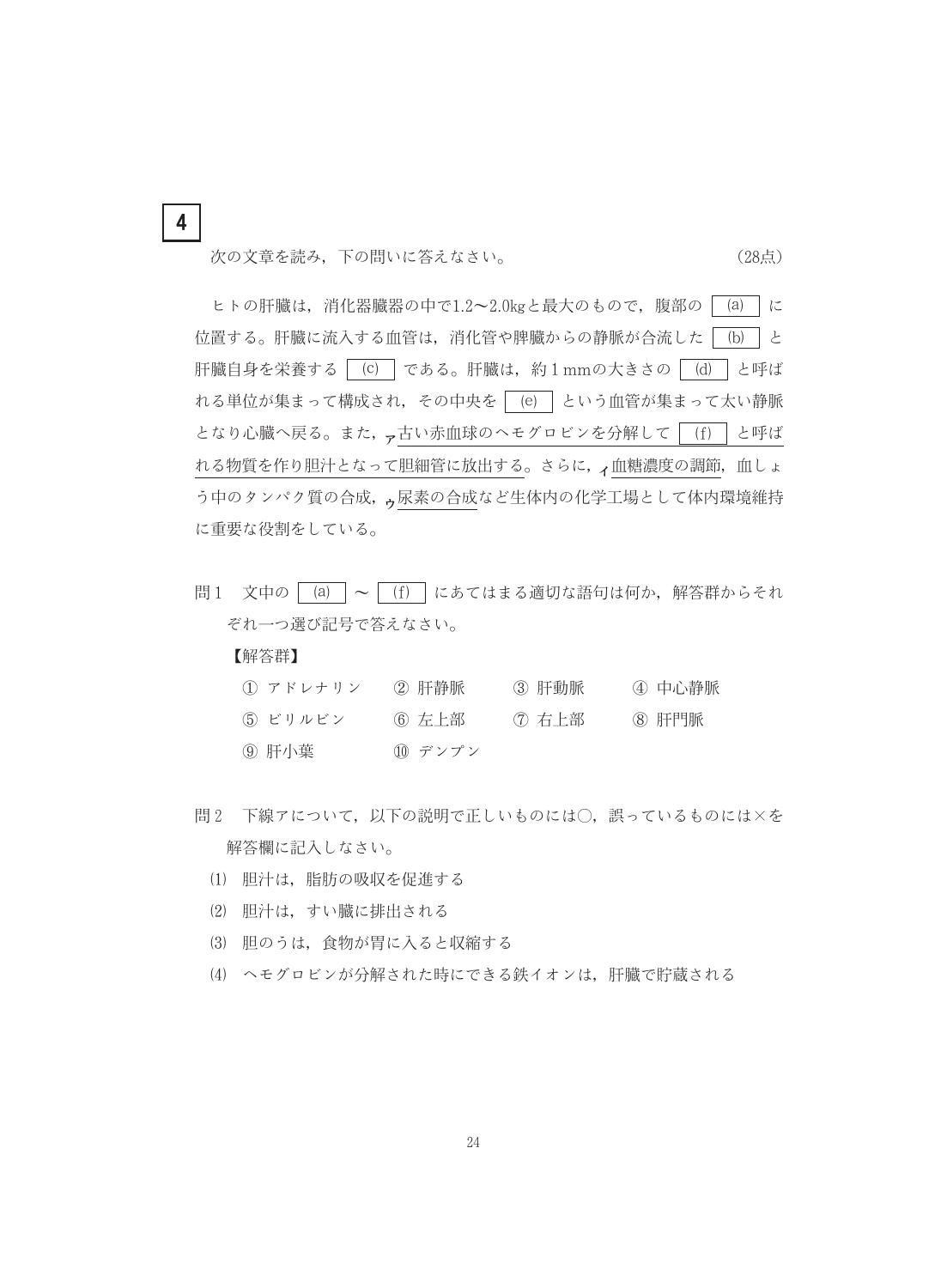# 4

次の文章を読み，下の問いに答えなさい。　　　　　　　　　　　　　　　　（28点）

ヒトの肝臓は，消化器臓器の中で1.2〜2.0kgと最大のもので，腹部の [(a)] に位置する。肝臓に流入する血管は，消化管や脾臓からの静脈が合流した [(b)] と肝臓自身を栄養する [(c)] である。肝臓は，約1mmの大きさの [(d)] と呼ばれる単位が集まって構成され，その中央を [(e)] という血管が集まって太い静脈となり心臓へ戻る。また，ア古い赤血球のヘモグロビンを分解して [(f)] と呼ばれる物質を作り胆汁となって胆細管に放出する。さらに，イ血糖濃度の調節，血しょう中のタンパク質の合成，ウ尿素の合成など生体内の化学工場として体内環境維持に重要な役割をしている。

問1　文中の [(a)] 〜 [(f)] にあてはまる適切な語句は何か，解答群からそれぞれ一つ選び記号で答えなさい。

【解答群】

| | | | |
|---|---|---|---|
| ① アドレナリン | ② 肝静脈 | ③ 肝動脈 | ④ 中心静脈 |
| ⑤ ビリルビン | ⑥ 左上部 | ⑦ 右上部 | ⑧ 肝門脈 |
| ⑨ 肝小葉 | ⑩ デンプン | | |

問2　下線アについて，以下の説明で正しいものには○，誤っているものには×を解答欄に記入しなさい。

(1) 胆汁は，脂肪の吸収を促進する

(2) 胆汁は，すい臓に排出される

(3) 胆のうは，食物が胃に入ると収縮する

(4) ヘモグロビンが分解された時にできる鉄イオンは，肝臓で貯蔵される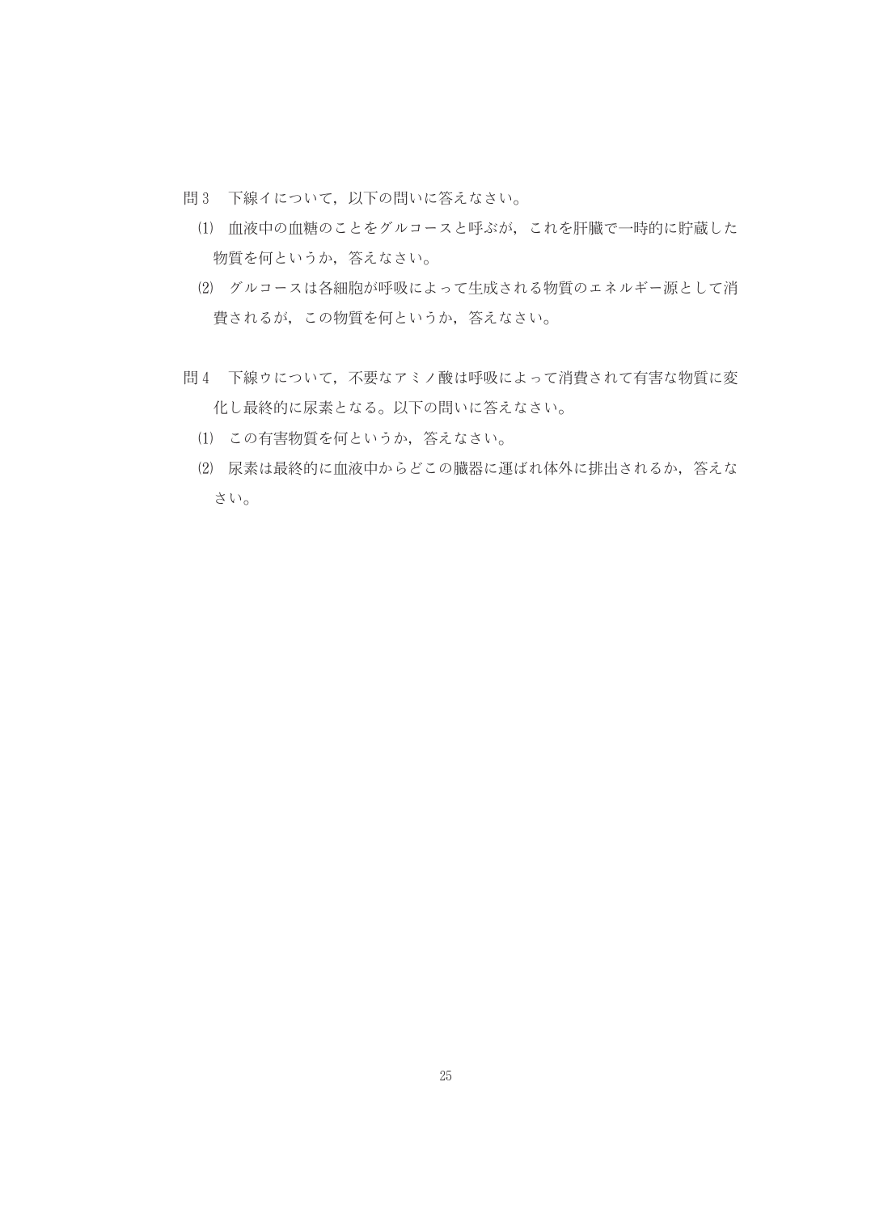問 3　下線イについて，以下の問いに答えなさい。

⑴　血液中の血糖のことをグルコースと呼ぶが，これを肝臓で一時的に貯蔵した物質を何というか，答えなさい。

⑵　グルコースは各細胞が呼吸によって生成される物質のエネルギー源として消費されるが，この物質を何というか，答えなさい。

問 4　下線ウについて，不要なアミノ酸は呼吸によって消費されて有害な物質に変化し最終的に尿素となる。以下の問いに答えなさい。

⑴　この有害物質を何というか，答えなさい。

⑵　尿素は最終的に血液中からどこの臓器に運ばれ体外に排出されるか，答えなさい。